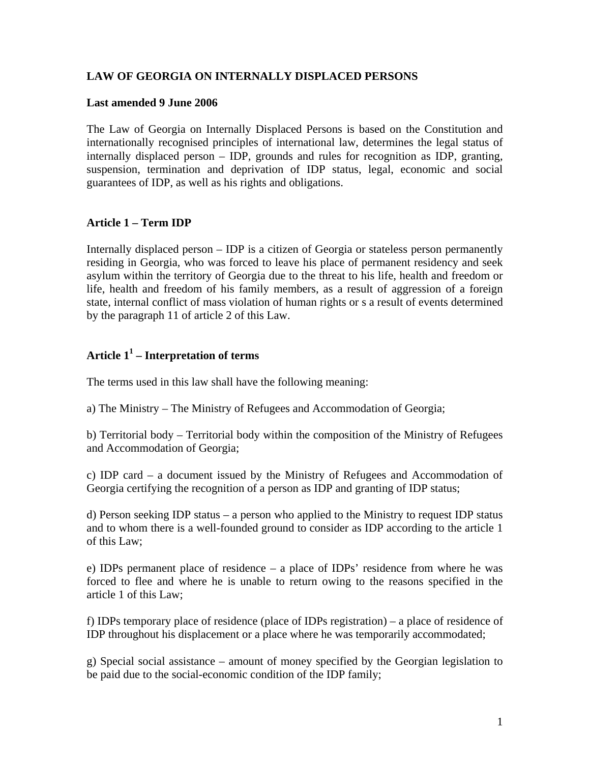# LAW OF GEORGIA ON INTERNALLY DISPLACED PERSONS

**Last amended 9 June 2006**

The Law of Georgia on Internally Displaced Persons is based on the Constitution and internationally recognised principles of international law, determines the legal status of internally displaced person – IDP, grounds and rules for recognition as IDP, granting, suspension, termination and deprivation of IDP status, legal, economic and social guarantees of IDP, as well as his rights and obligations.

## Article 1 – Term IDP

Internally displaced person – IDP is a citizen of Georgia or stateless person permanently residing in Georgia, who was forced to leave his place of permanent residency and seek asylum within the territory of Georgia due to the threat to his life, health and freedom or life, health and freedom of his family members, as a result of aggression of a foreign state, internal conflict of mass violation of human rights or s a result of events determined by the paragraph 11 of article 2 of this Law.

## Article 1[1] – Interpretation of terms

The terms used in this law shall have the following meaning:

a) The Ministry – The Ministry of Refugees and Accommodation of Georgia;

b) Territorial body – Territorial body within the composition of the Ministry of Refugees and Accommodation of Georgia;

c) IDP card – a document issued by the Ministry of Refugees and Accommodation of Georgia certifying the recognition of a person as IDP and granting of IDP status;

d) Person seeking IDP status – a person who applied to the Ministry to request IDP status and to whom there is a well-founded ground to consider as IDP according to the article 1 of this Law;

e) IDPs permanent place of residence – a place of IDPs' residence from where he was forced to flee and where he is unable to return owing to the reasons specified in the article 1 of this Law;

f) IDPs temporary place of residence (place of IDPs registration) – a place of residence of IDP throughout his displacement or a place where he was temporarily accommodated;

g) Special social assistance – amount of money specified by the Georgian legislation to be paid due to the social-economic condition of the IDP family;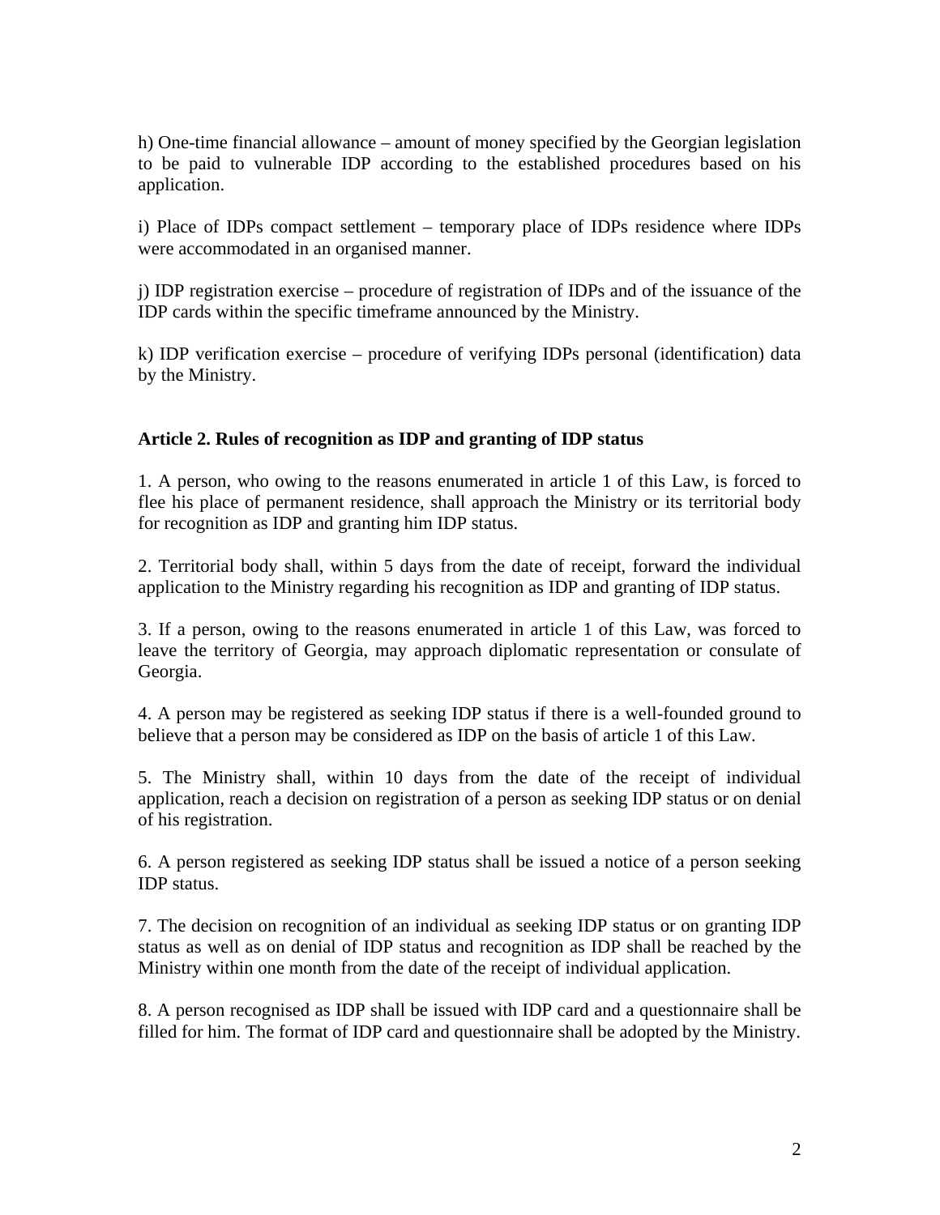h) One-time financial allowance – amount of money specified by the Georgian legislation to be paid to vulnerable IDP according to the established procedures based on his application.

i) Place of IDPs compact settlement – temporary place of IDPs residence where IDPs were accommodated in an organised manner.

j) IDP registration exercise – procedure of registration of IDPs and of the issuance of the IDP cards within the specific timeframe announced by the Ministry.

k) IDP verification exercise – procedure of verifying IDPs personal (identification) data by the Ministry.

**Article 2. Rules of recognition as IDP and granting of IDP status**

1. A person, who owing to the reasons enumerated in article 1 of this Law, is forced to flee his place of permanent residence, shall approach the Ministry or its territorial body for recognition as IDP and granting him IDP status.

2. Territorial body shall, within 5 days from the date of receipt, forward the individual application to the Ministry regarding his recognition as IDP and granting of IDP status.

3. If a person, owing to the reasons enumerated in article 1 of this Law, was forced to leave the territory of Georgia, may approach diplomatic representation or consulate of Georgia.

4. A person may be registered as seeking IDP status if there is a well-founded ground to believe that a person may be considered as IDP on the basis of article 1 of this Law.

5. The Ministry shall, within 10 days from the date of the receipt of individual application, reach a decision on registration of a person as seeking IDP status or on denial of his registration.

6. A person registered as seeking IDP status shall be issued a notice of a person seeking IDP status.

7. The decision on recognition of an individual as seeking IDP status or on granting IDP status as well as on denial of IDP status and recognition as IDP shall be reached by the Ministry within one month from the date of the receipt of individual application.

8. A person recognised as IDP shall be issued with IDP card and a questionnaire shall be filled for him. The format of IDP card and questionnaire shall be adopted by the Ministry.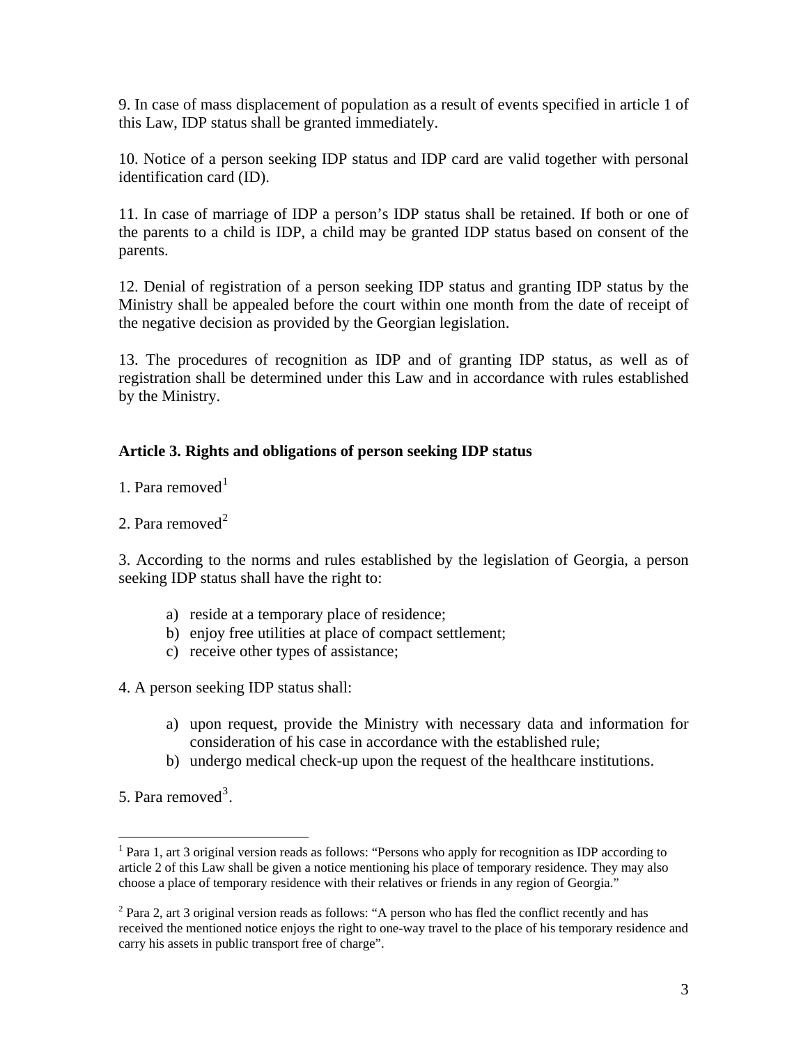9. In case of mass displacement of population as a result of events specified in article 1 of this Law, IDP status shall be granted immediately.

10. Notice of a person seeking IDP status and IDP card are valid together with personal identification card (ID).

11. In case of marriage of IDP a person's IDP status shall be retained. If both or one of the parents to a child is IDP, a child may be granted IDP status based on consent of the parents.

12. Denial of registration of a person seeking IDP status and granting IDP status by the Ministry shall be appealed before the court within one month from the date of receipt of the negative decision as provided by the Georgian legislation.

13. The procedures of recognition as IDP and of granting IDP status, as well as of registration shall be determined under this Law and in accordance with rules established by the Ministry.

**Article 3. Rights and obligations of person seeking IDP status**

1. Para removed[1]

2. Para removed[2]

3. According to the norms and rules established by the legislation of Georgia, a person seeking IDP status shall have the right to:

   a) reside at a temporary place of residence;
   b) enjoy free utilities at place of compact settlement;
   c) receive other types of assistance;

4. A person seeking IDP status shall:

   a) upon request, provide the Ministry with necessary data and information for consideration of his case in accordance with the established rule;
   b) undergo medical check-up upon the request of the healthcare institutions.

5. Para removed[3].

---

[1] Para 1, art 3 original version reads as follows: "Persons who apply for recognition as IDP according to article 2 of this Law shall be given a notice mentioning his place of temporary residence. They may also choose a place of temporary residence with their relatives or friends in any region of Georgia."

[2] Para 2, art 3 original version reads as follows: "A person who has fled the conflict recently and has received the mentioned notice enjoys the right to one-way travel to the place of his temporary residence and carry his assets in public transport free of charge".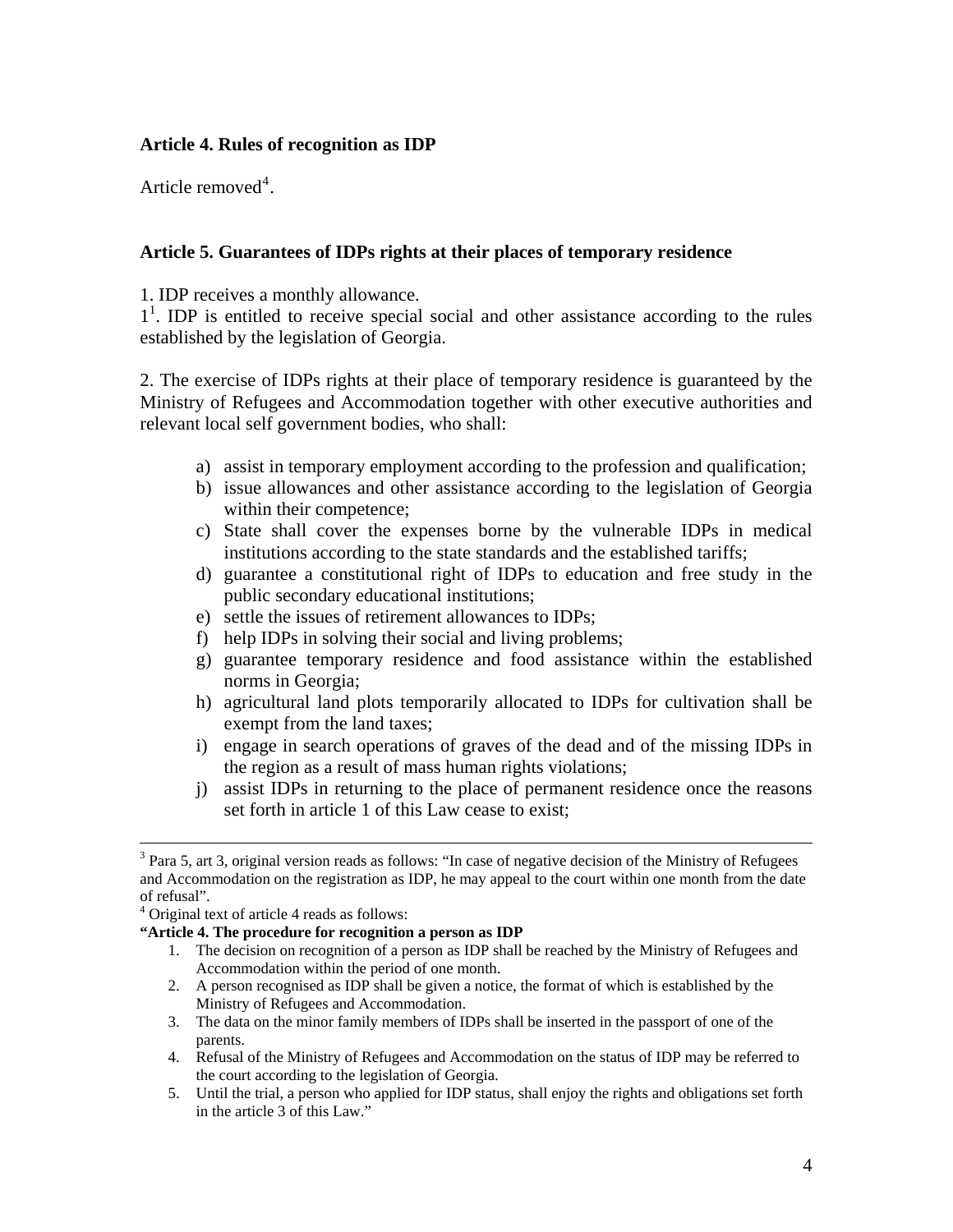**Article 4. Rules of recognition as IDP**

Article removed[4].

**Article 5. Guarantees of IDPs rights at their places of temporary residence**

1. IDP receives a monthly allowance.

1[1]. IDP is entitled to receive special social and other assistance according to the rules established by the legislation of Georgia.

2. The exercise of IDPs rights at their place of temporary residence is guaranteed by the Ministry of Refugees and Accommodation together with other executive authorities and relevant local self government bodies, who shall:

a) assist in temporary employment according to the profession and qualification;
b) issue allowances and other assistance according to the legislation of Georgia within their competence;
c) State shall cover the expenses borne by the vulnerable IDPs in medical institutions according to the state standards and the established tariffs;
d) guarantee a constitutional right of IDPs to education and free study in the public secondary educational institutions;
e) settle the issues of retirement allowances to IDPs;
f) help IDPs in solving their social and living problems;
g) guarantee temporary residence and food assistance within the established norms in Georgia;
h) agricultural land plots temporarily allocated to IDPs for cultivation shall be exempt from the land taxes;
i) engage in search operations of graves of the dead and of the missing IDPs in the region as a result of mass human rights violations;
j) assist IDPs in returning to the place of permanent residence once the reasons set forth in article 1 of this Law cease to exist;

---

[3] Para 5, art 3, original version reads as follows: "In case of negative decision of the Ministry of Refugees and Accommodation on the registration as IDP, he may appeal to the court within one month from the date of refusal".

[4] Original text of article 4 reads as follows:

**"Article 4. The procedure for recognition a person as IDP**

1. The decision on recognition of a person as IDP shall be reached by the Ministry of Refugees and Accommodation within the period of one month.
2. A person recognised as IDP shall be given a notice, the format of which is established by the Ministry of Refugees and Accommodation.
3. The data on the minor family members of IDPs shall be inserted in the passport of one of the parents.
4. Refusal of the Ministry of Refugees and Accommodation on the status of IDP may be referred to the court according to the legislation of Georgia.
5. Until the trial, a person who applied for IDP status, shall enjoy the rights and obligations set forth in the article 3 of this Law."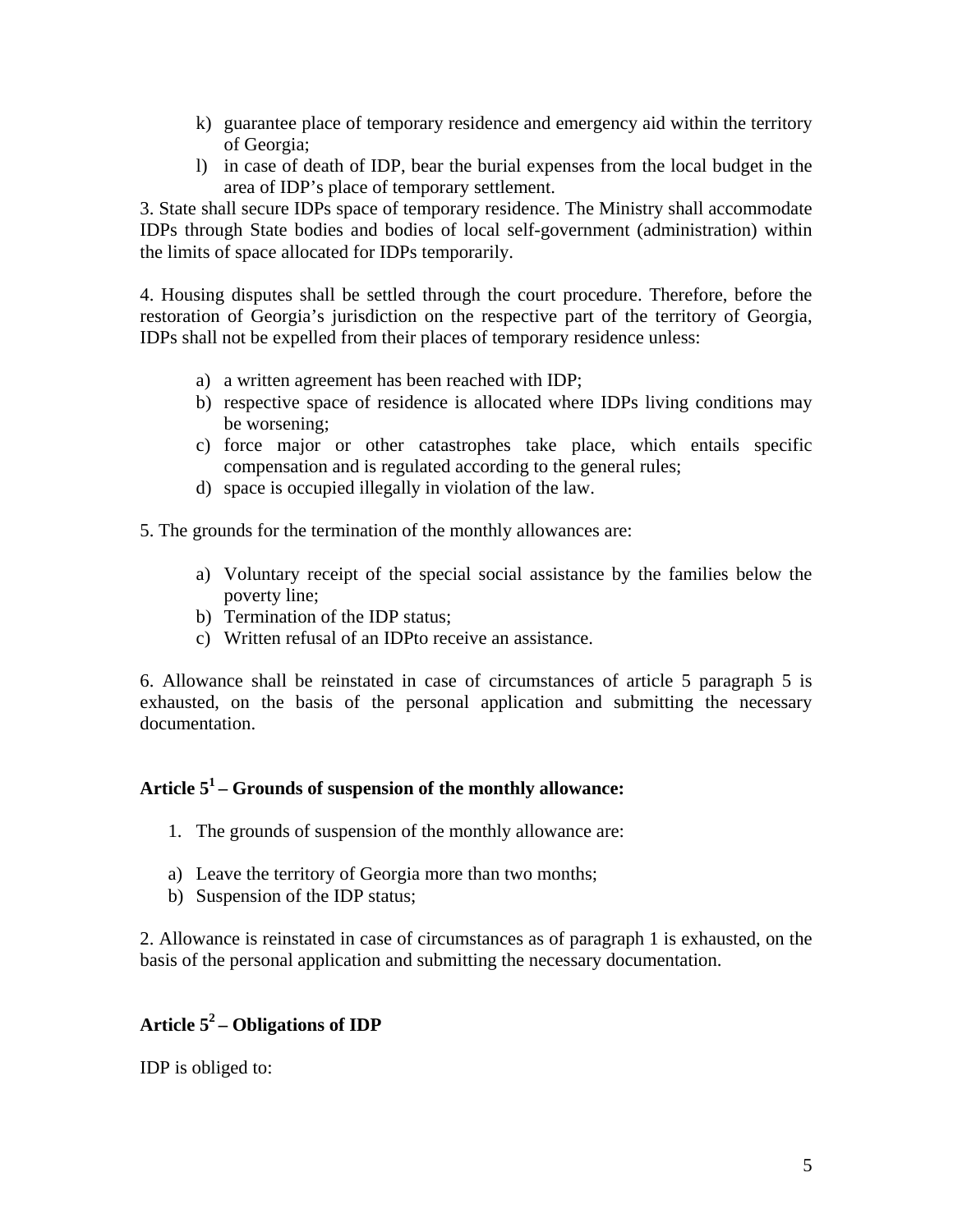k) guarantee place of temporary residence and emergency aid within the territory of Georgia;
l) in case of death of IDP, bear the burial expenses from the local budget in the area of IDP's place of temporary settlement.

3. State shall secure IDPs space of temporary residence. The Ministry shall accommodate IDPs through State bodies and bodies of local self-government (administration) within the limits of space allocated for IDPs temporarily.

4. Housing disputes shall be settled through the court procedure. Therefore, before the restoration of Georgia's jurisdiction on the respective part of the territory of Georgia, IDPs shall not be expelled from their places of temporary residence unless:

a) a written agreement has been reached with IDP;
b) respective space of residence is allocated where IDPs living conditions may be worsening;
c) force major or other catastrophes take place, which entails specific compensation and is regulated according to the general rules;
d) space is occupied illegally in violation of the law.

5. The grounds for the termination of the monthly allowances are:

a) Voluntary receipt of the special social assistance by the families below the poverty line;
b) Termination of the IDP status;
c) Written refusal of an IDPto receive an assistance.

6. Allowance shall be reinstated in case of circumstances of article 5 paragraph 5 is exhausted, on the basis of the personal application and submitting the necessary documentation.

## Article 5[1] – Grounds of suspension of the monthly allowance:

1. The grounds of suspension of the monthly allowance are:

a) Leave the territory of Georgia more than two months;
b) Suspension of the IDP status;

2. Allowance is reinstated in case of circumstances as of paragraph 1 is exhausted, on the basis of the personal application and submitting the necessary documentation.

## Article 5[2] – Obligations of IDP

IDP is obliged to: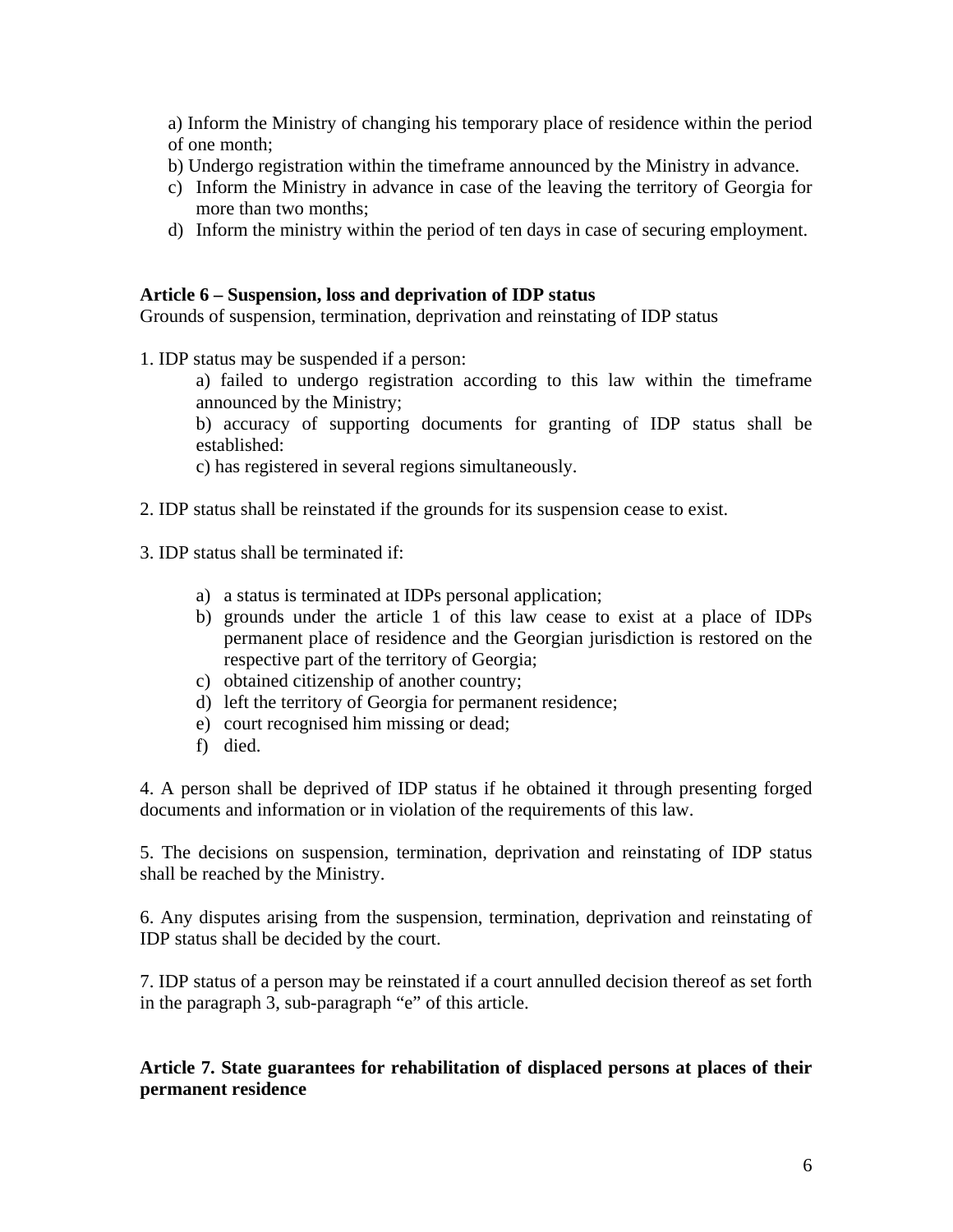a) Inform the Ministry of changing his temporary place of residence within the period of one month;

b) Undergo registration within the timeframe announced by the Ministry in advance.

c) Inform the Ministry in advance in case of the leaving the territory of Georgia for more than two months;

d) Inform the ministry within the period of ten days in case of securing employment.

**Article 6 – Suspension, loss and deprivation of IDP status**

Grounds of suspension, termination, deprivation and reinstating of IDP status

1. IDP status may be suspended if a person:

   a) failed to undergo registration according to this law within the timeframe announced by the Ministry;

   b) accuracy of supporting documents for granting of IDP status shall be established:

   c) has registered in several regions simultaneously.

2. IDP status shall be reinstated if the grounds for its suspension cease to exist.

3. IDP status shall be terminated if:

   a) a status is terminated at IDPs personal application;
   b) grounds under the article 1 of this law cease to exist at a place of IDPs permanent place of residence and the Georgian jurisdiction is restored on the respective part of the territory of Georgia;
   c) obtained citizenship of another country;
   d) left the territory of Georgia for permanent residence;
   e) court recognised him missing or dead;
   f) died.

4. A person shall be deprived of IDP status if he obtained it through presenting forged documents and information or in violation of the requirements of this law.

5. The decisions on suspension, termination, deprivation and reinstating of IDP status shall be reached by the Ministry.

6. Any disputes arising from the suspension, termination, deprivation and reinstating of IDP status shall be decided by the court.

7. IDP status of a person may be reinstated if a court annulled decision thereof as set forth in the paragraph 3, sub-paragraph "e" of this article.

**Article 7. State guarantees for rehabilitation of displaced persons at places of their permanent residence**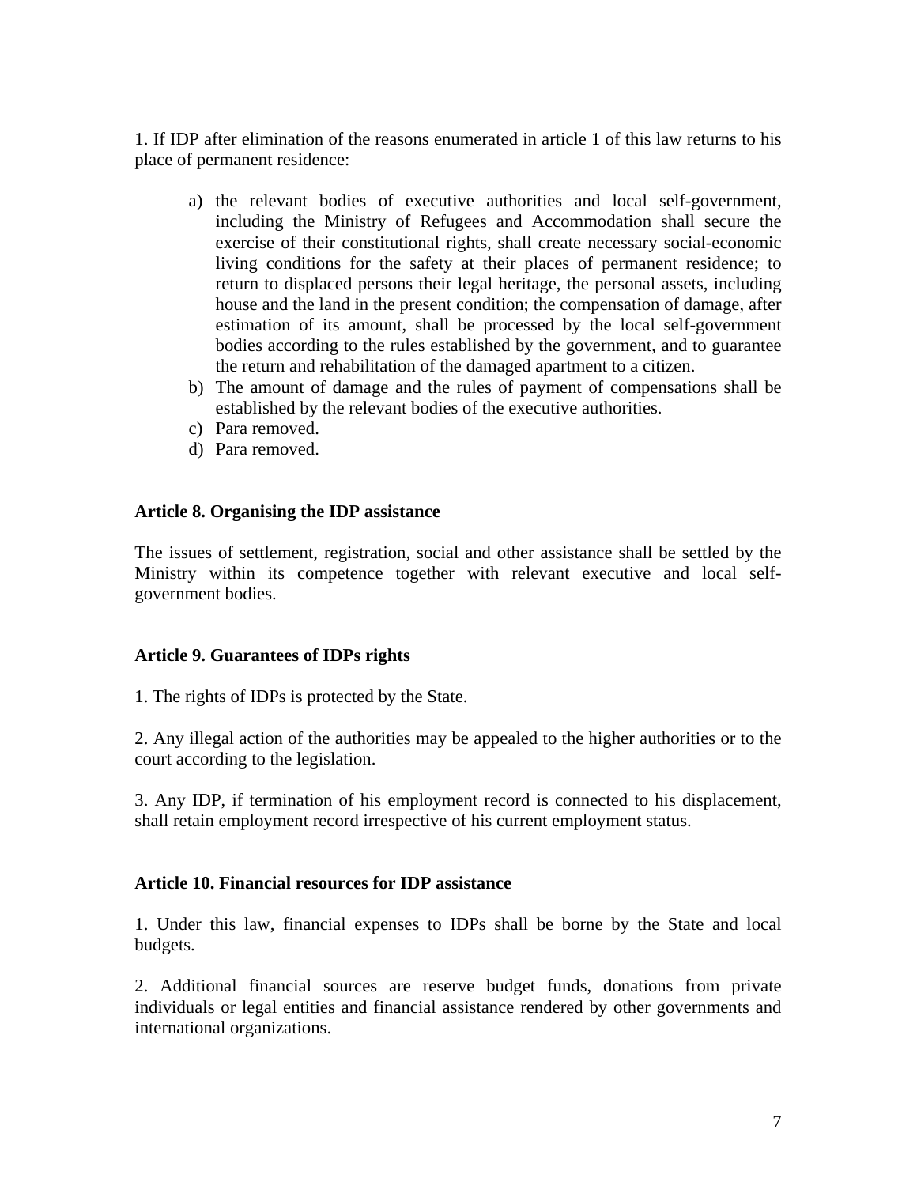1. If IDP after elimination of the reasons enumerated in article 1 of this law returns to his place of permanent residence:

a) the relevant bodies of executive authorities and local self-government, including the Ministry of Refugees and Accommodation shall secure the exercise of their constitutional rights, shall create necessary social-economic living conditions for the safety at their places of permanent residence; to return to displaced persons their legal heritage, the personal assets, including house and the land in the present condition; the compensation of damage, after estimation of its amount, shall be processed by the local self-government bodies according to the rules established by the government, and to guarantee the return and rehabilitation of the damaged apartment to a citizen.
b) The amount of damage and the rules of payment of compensations shall be established by the relevant bodies of the executive authorities.
c) Para removed.
d) Para removed.

**Article 8. Organising the IDP assistance**

The issues of settlement, registration, social and other assistance shall be settled by the Ministry within its competence together with relevant executive and local self-government bodies.

**Article 9. Guarantees of IDPs rights**

1. The rights of IDPs is protected by the State.

2. Any illegal action of the authorities may be appealed to the higher authorities or to the court according to the legislation.

3. Any IDP, if termination of his employment record is connected to his displacement, shall retain employment record irrespective of his current employment status.

**Article 10. Financial resources for IDP assistance**

1. Under this law, financial expenses to IDPs shall be borne by the State and local budgets.

2. Additional financial sources are reserve budget funds, donations from private individuals or legal entities and financial assistance rendered by other governments and international organizations.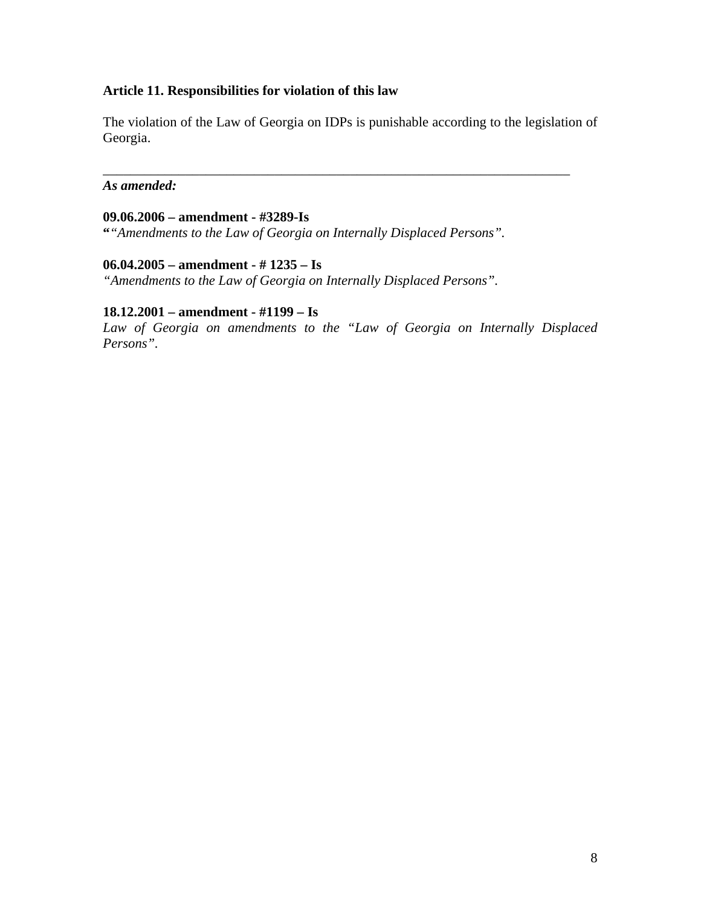**Article 11. Responsibilities for violation of this law**

The violation of the Law of Georgia on IDPs is punishable according to the legislation of Georgia.

---

***As amended:***

**09.06.2006 – amendment - #3289-Is**
**"***"Amendments to the Law of Georgia on Internally Displaced Persons".*

**06.04.2005 – amendment - # 1235 – Is**
*"Amendments to the Law of Georgia on Internally Displaced Persons".*

**18.12.2001 – amendment - #1199 – Is**
*Law of Georgia on amendments to the "Law of Georgia on Internally Displaced Persons".*